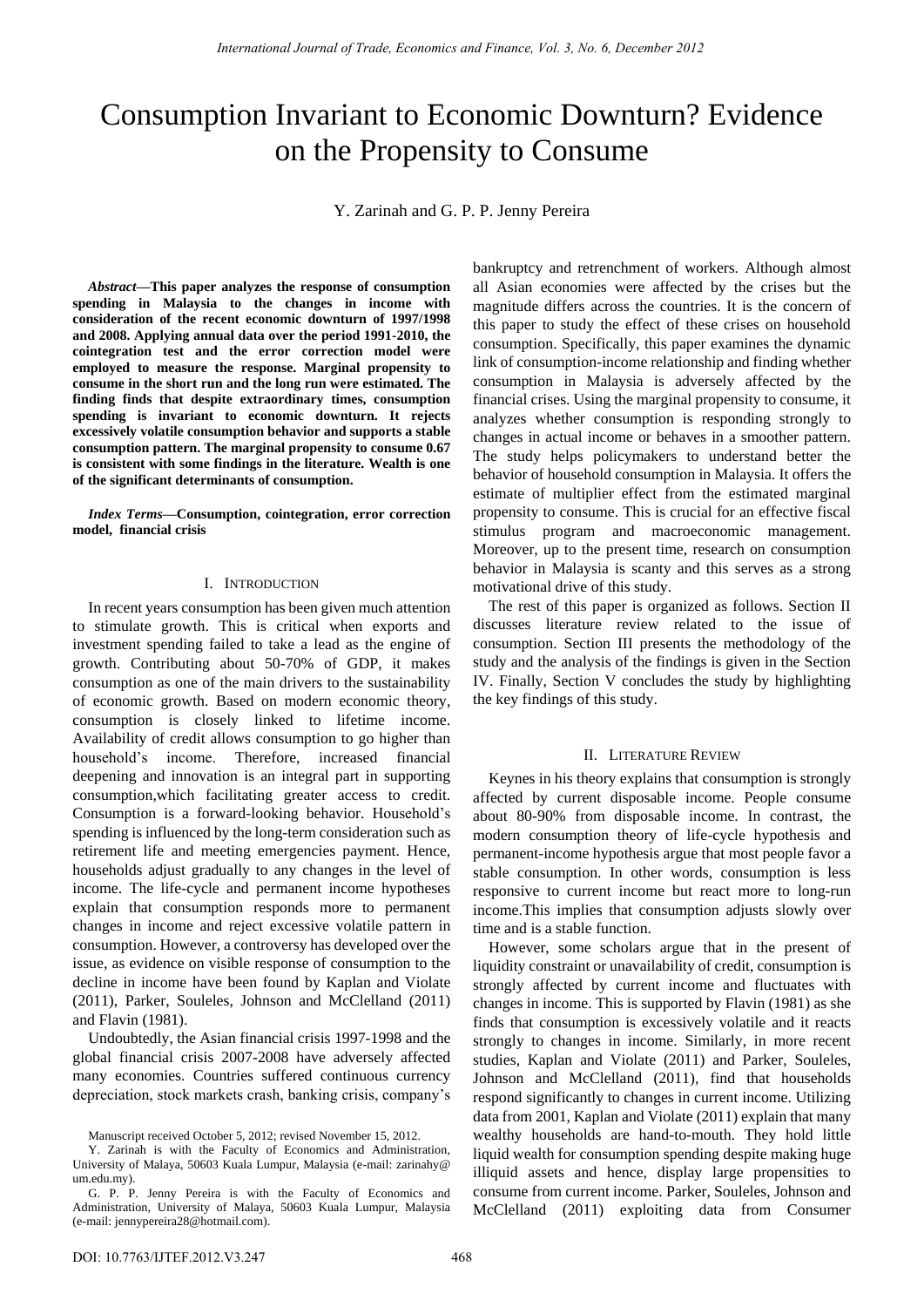# Consumption Invariant to Economic Downturn? Evidence on the Propensity to Consume

Y. Zarinah and G. P. P. Jenny Pereira

***Abstract*—This paper analyzes the response of consumption spending in Malaysia to the changes in income with consideration of the recent economic downturn of 1997/1998 and 2008. Applying annual data over the period 1991-2010, the cointegration test and the error correction model were employed to measure the response. Marginal propensity to consume in the short run and the long run were estimated. The finding finds that despite extraordinary times, consumption spending is invariant to economic downturn. It rejects excessively volatile consumption behavior and supports a stable consumption pattern. The marginal propensity to consume 0.67 is consistent with some findings in the literature. Wealth is one of the significant determinants of consumption.**

***Index Terms*—Consumption, cointegration, error correction model, financial crisis**

## I. Introduction

In recent years consumption has been given much attention to stimulate growth. This is critical when exports and investment spending failed to take a lead as the engine of growth. Contributing about 50-70% of GDP, it makes consumption as one of the main drivers to the sustainability of economic growth. Based on modern economic theory, consumption is closely linked to lifetime income. Availability of credit allows consumption to go higher than household's income. Therefore, increased financial deepening and innovation is an integral part in supporting consumption,which facilitating greater access to credit. Consumption is a forward-looking behavior. Household's spending is influenced by the long-term consideration such as retirement life and meeting emergencies payment. Hence, households adjust gradually to any changes in the level of income. The life-cycle and permanent income hypotheses explain that consumption responds more to permanent changes in income and reject excessive volatile pattern in consumption. However, a controversy has developed over the issue, as evidence on visible response of consumption to the decline in income have been found by Kaplan and Violate (2011), Parker, Souleles, Johnson and McClelland (2011) and Flavin (1981).

Undoubtedly, the Asian financial crisis 1997-1998 and the global financial crisis 2007-2008 have adversely affected many economies. Countries suffered continuous currency depreciation, stock markets crash, banking crisis, company's bankruptcy and retrenchment of workers. Although almost all Asian economies were affected by the crises but the magnitude differs across the countries. It is the concern of this paper to study the effect of these crises on household consumption. Specifically, this paper examines the dynamic link of consumption-income relationship and finding whether consumption in Malaysia is adversely affected by the financial crises. Using the marginal propensity to consume, it analyzes whether consumption is responding strongly to changes in actual income or behaves in a smoother pattern. The study helps policymakers to understand better the behavior of household consumption in Malaysia. It offers the estimate of multiplier effect from the estimated marginal propensity to consume. This is crucial for an effective fiscal stimulus program and macroeconomic management. Moreover, up to the present time, research on consumption behavior in Malaysia is scanty and this serves as a strong motivational drive of this study.

The rest of this paper is organized as follows. Section II discusses literature review related to the issue of consumption. Section III presents the methodology of the study and the analysis of the findings is given in the Section IV. Finally, Section V concludes the study by highlighting the key findings of this study.

Manuscript received October 5, 2012; revised November 15, 2012.

Y. Zarinah is with the Faculty of Economics and Administration, University of Malaya, 50603 Kuala Lumpur, Malaysia (e-mail: zarinahy@um.edu.my).

G. P. P. Jenny Pereira is with the Faculty of Economics and Administration, University of Malaya, 50603 Kuala Lumpur, Malaysia (e-mail: jennypereira28@hotmail.com).

## II. Literature Review

Keynes in his theory explains that consumption is strongly affected by current disposable income. People consume about 80-90% from disposable income. In contrast, the modern consumption theory of life-cycle hypothesis and permanent-income hypothesis argue that most people favor a stable consumption. In other words, consumption is less responsive to current income but react more to long-run income.This implies that consumption adjusts slowly over time and is a stable function.

However, some scholars argue that in the present of liquidity constraint or unavailability of credit, consumption is strongly affected by current income and fluctuates with changes in income. This is supported by Flavin (1981) as she finds that consumption is excessively volatile and it reacts strongly to changes in income. Similarly, in more recent studies, Kaplan and Violate (2011) and Parker, Souleles, Johnson and McClelland (2011), find that households respond significantly to changes in current income. Utilizing data from 2001, Kaplan and Violate (2011) explain that many wealthy households are hand-to-mouth. They hold little liquid wealth for consumption spending despite making huge illiquid assets and hence, display large propensities to consume from current income. Parker, Souleles, Johnson and McClelland (2011) exploiting data from Consumer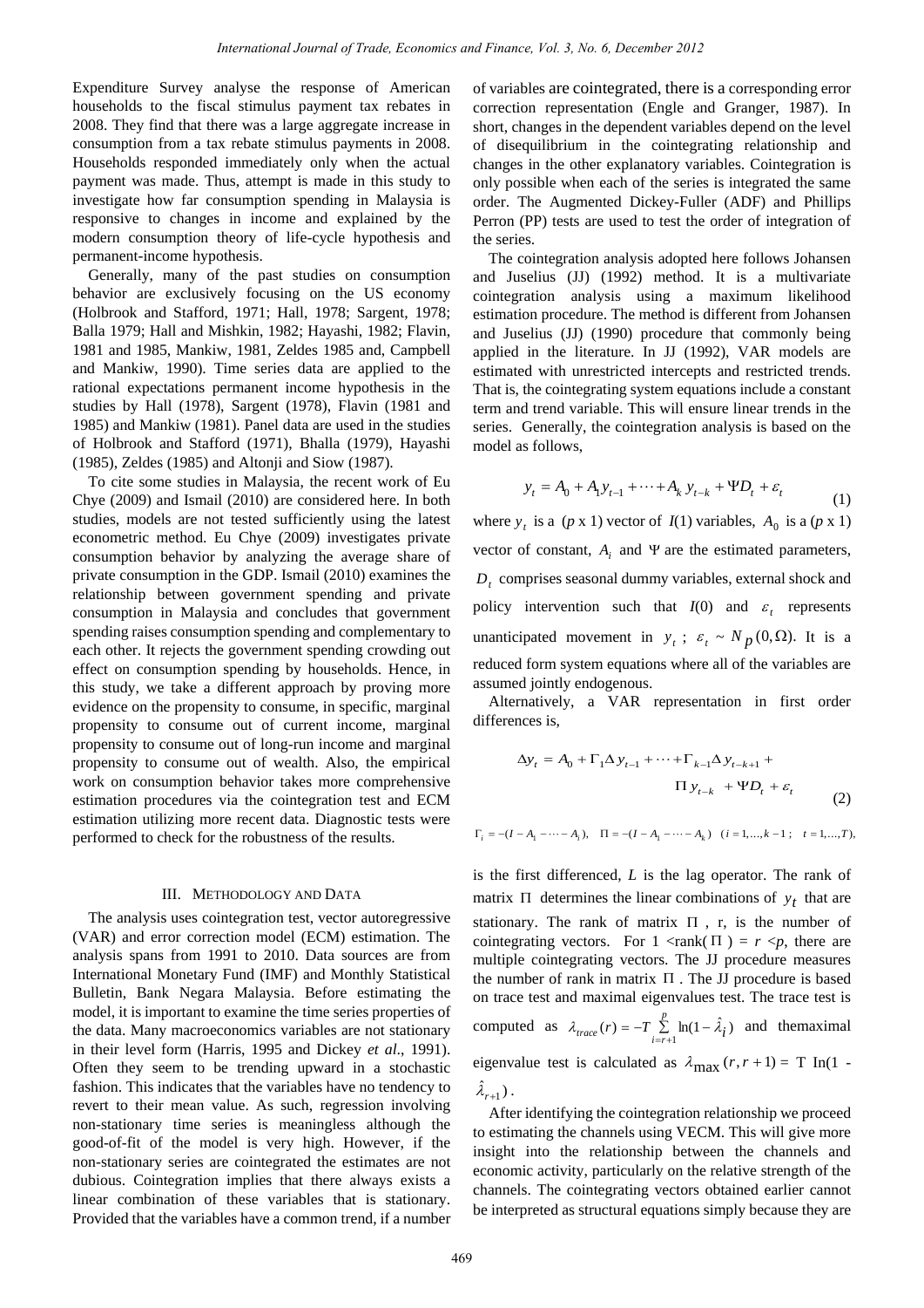Expenditure Survey analyse the response of American households to the fiscal stimulus payment tax rebates in 2008. They find that there was a large aggregate increase in consumption from a tax rebate stimulus payments in 2008. Households responded immediately only when the actual payment was made. Thus, attempt is made in this study to investigate how far consumption spending in Malaysia is responsive to changes in income and explained by the modern consumption theory of life-cycle hypothesis and permanent-income hypothesis.

Generally, many of the past studies on consumption behavior are exclusively focusing on the US economy (Holbrook and Stafford, 1971; Hall, 1978; Sargent, 1978; Balla 1979; Hall and Mishkin, 1982; Hayashi, 1982; Flavin, 1981 and 1985, Mankiw, 1981, Zeldes 1985 and, Campbell and Mankiw, 1990). Time series data are applied to the rational expectations permanent income hypothesis in the studies by Hall (1978), Sargent (1978), Flavin (1981 and 1985) and Mankiw (1981). Panel data are used in the studies of Holbrook and Stafford (1971), Bhalla (1979), Hayashi (1985), Zeldes (1985) and Altonji and Siow (1987).

To cite some studies in Malaysia, the recent work of Eu Chye (2009) and Ismail (2010) are considered here. In both studies, models are not tested sufficiently using the latest econometric method. Eu Chye (2009) investigates private consumption behavior by analyzing the average share of private consumption in the GDP. Ismail (2010) examines the relationship between government spending and private consumption in Malaysia and concludes that government spending raises consumption spending and complementary to each other. It rejects the government spending crowding out effect on consumption spending by households. Hence, in this study, we take a different approach by proving more evidence on the propensity to consume, in specific, marginal propensity to consume out of current income, marginal propensity to consume out of long-run income and marginal propensity to consume out of wealth. Also, the empirical work on consumption behavior takes more comprehensive estimation procedures via the cointegration test and ECM estimation utilizing more recent data. Diagnostic tests were performed to check for the robustness of the results.

## III. Methodology and Data

The analysis uses cointegration test, vector autoregressive (VAR) and error correction model (ECM) estimation. The analysis spans from 1991 to 2010. Data sources are from International Monetary Fund (IMF) and Monthly Statistical Bulletin, Bank Negara Malaysia. Before estimating the model, it is important to examine the time series properties of the data. Many macroeconomics variables are not stationary in their level form (Harris, 1995 and Dickey *et al*., 1991). Often they seem to be trending upward in a stochastic fashion. This indicates that the variables have no tendency to revert to their mean value. As such, regression involving non-stationary time series is meaningless although the good-of-fit of the model is very high. However, if the non-stationary series are cointegrated the estimates are not dubious. Cointegration implies that there always exists a linear combination of these variables that is stationary. Provided that the variables have a common trend, if a number of variables are cointegrated, there is a corresponding error correction representation (Engle and Granger, 1987). In short, changes in the dependent variables depend on the level of disequilibrium in the cointegrating relationship and changes in the other explanatory variables. Cointegration is only possible when each of the series is integrated the same order. The Augmented Dickey-Fuller (ADF) and Phillips Perron (PP) tests are used to test the order of integration of the series.

The cointegration analysis adopted here follows Johansen and Juselius (JJ) (1992) method. It is a multivariate cointegration analysis using a maximum likelihood estimation procedure. The method is different from Johansen and Juselius (JJ) (1990) procedure that commonly being applied in the literature. In JJ (1992), VAR models are estimated with unrestricted intercepts and restricted trends. That is, the cointegrating system equations include a constant term and trend variable. This will ensure linear trends in the series. Generally, the cointegration analysis is based on the model as follows,

$$y_t = A_0 + A_1 y_{t-1} + \cdots + A_k y_{t-k} + \Psi D_t + \varepsilon_t \tag{1}$$

where $y_t$ is a ($p$ x 1) vector of $I(1)$ variables, $A_0$ is a ($p$ x 1) vector of constant, $A_i$ and $\Psi$ are the estimated parameters, $D_t$ comprises seasonal dummy variables, external shock and policy intervention such that $I(0)$ and $\varepsilon_t$ represents unanticipated movement in $y_t$ ; $\varepsilon_t \sim N_p(0,\Omega)$. It is a reduced form system equations where all of the variables are assumed jointly endogenous.

Alternatively, a VAR representation in first order differences is,

$$\Delta y_t = A_0 + \Gamma_1 \Delta y_{t-1} + \cdots + \Gamma_{k-1} \Delta y_{t-k+1} + \Pi y_{t-k} + \Psi D_t + \varepsilon_t \tag{2}$$

$\Gamma_i = -(I - A_1 - \cdots - A_i),\quad \Pi = -(I - A_1 - \cdots - A_k)\quad (i = 1,\ldots,k-1\ ;\ t = 1,\ldots,T),$

is the first differenced, $L$ is the lag operator. The rank of matrix $\Pi$ determines the linear combinations of $y_t$ that are stationary. The rank of matrix $\Pi$ , r, is the number of cointegrating vectors. For 1 <rank( $\Pi$ ) = $r$ <$p$, there are multiple cointegrating vectors. The JJ procedure measures the number of rank in matrix $\Pi$ . The JJ procedure is based on trace test and maximal eigenvalues test. The trace test is computed as $\lambda_{trace}(r) = -T \sum_{i=r+1}^{p} \ln(1-\hat{\lambda}_i)$ and themaximal eigenvalue test is calculated as $\lambda_{\max}(r, r+1)$ = T In(1 - $\hat{\lambda}_{r+1}$).

After identifying the cointegration relationship we proceed to estimating the channels using VECM. This will give more insight into the relationship between the channels and economic activity, particularly on the relative strength of the channels. The cointegrating vectors obtained earlier cannot be interpreted as structural equations simply because they are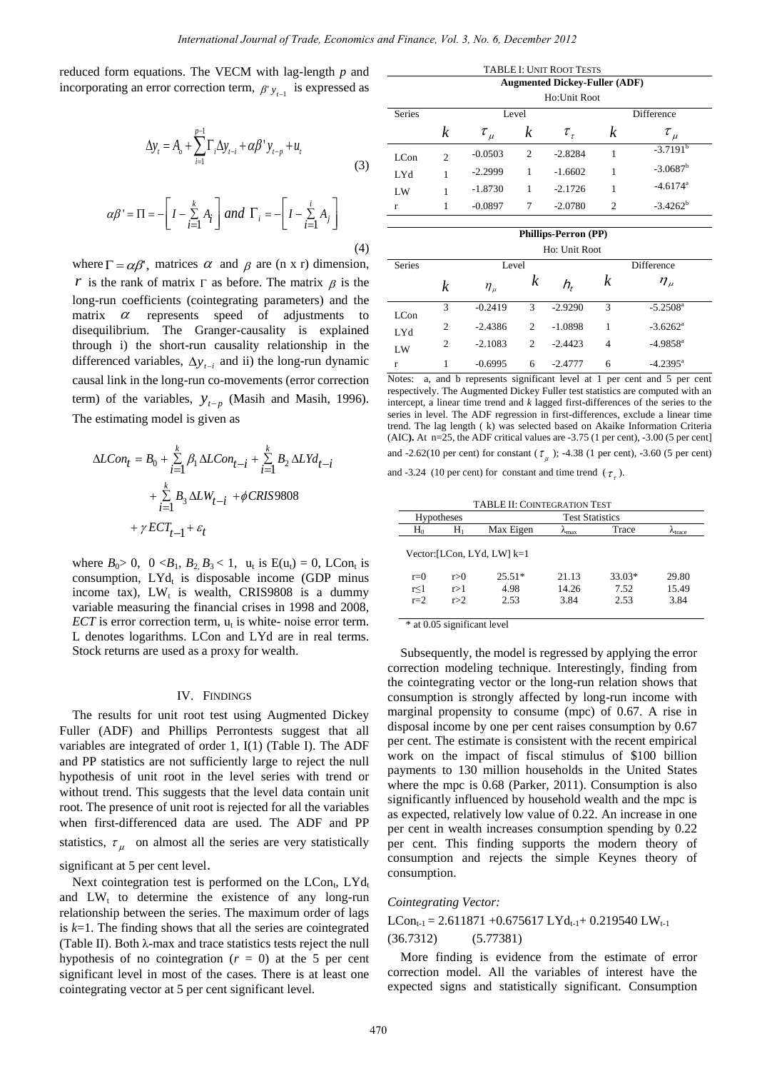reduced form equations. The VECM with lag-length $p$ and incorporating an error correction term, $\beta' y_{t-1}$ is expressed as

$$\Delta y_t = A_0 + \sum_{i=1}^{p-1} \Gamma_i \Delta y_{t-i} + \alpha\beta' y_{t-p} + u_t \tag{3}$$

$$\alpha\beta' = \Pi = -\left[ I - \sum_{i=1}^{k} A_i \right] \text{ and } \Gamma_i = -\left[ I - \sum_{i=1}^{i} A_j \right] \tag{4}$$

where $\Gamma = \alpha\beta'$, matrices $\alpha$ and $\beta$ are (n x r) dimension, $r$ is the rank of matrix $\Gamma$ as before. The matrix $\beta$ is the long-run coefficients (cointegrating parameters) and the matrix $\alpha$ represents speed of adjustments to disequilibrium. The Granger-causality is explained through i) the short-run causality relationship in the differenced variables, $\Delta y_{t-i}$ and ii) the long-run dynamic causal link in the long-run co-movements (error correction term) of the variables, $y_{t-p}$ (Masih and Masih, 1996). The estimating model is given as

$$\Delta LCon_t = B_0 + \sum_{i=1}^{k} \beta_1 \Delta LCon_{t-i} + \sum_{i=1}^{k} B_2 \Delta LYd_{t-i} + \sum_{i=1}^{k} B_3 \Delta LW_{t-i} + \phi CRIS9808 + \gamma\, ECT_{t-1} + \varepsilon_t$$

where $B_0 > 0$, $0 < B_1, B_2, B_3 < 1$, $u_t$ is $E(u_t) = 0$, $LCon_t$ is consumption, $LYd_t$ is disposable income (GDP minus income tax), $LW_t$ is wealth, CRIS9808 is a dummy variable measuring the financial crises in 1998 and 2008, *ECT* is error correction term, $u_t$ is white- noise error term. L denotes logarithms. LCon and LYd are in real terms. Stock returns are used as a proxy for wealth.

## IV. Findings

The results for unit root test using Augmented Dickey Fuller (ADF) and Phillips Perrontests suggest that all variables are integrated of order 1, I(1) (Table I). The ADF and PP statistics are not sufficiently large to reject the null hypothesis of unit root in the level series with trend or without trend. This suggests that the level data contain unit root. The presence of unit root is rejected for all the variables when first-differenced data are used. The ADF and PP statistics, $\tau_\mu$ on almost all the series are very statistically significant at 5 per cent level.

Next cointegration test is performed on the $LCon_t$, $LYd_t$ and $LW_t$ to determine the existence of any long-run relationship between the series. The maximum order of lags is $k$=1. The finding shows that all the series are cointegrated (Table II). Both λ-max and trace statistics tests reject the null hypothesis of no cointegration ($r$ = 0) at the 5 per cent significant level in most of the cases. There is at least one cointegrating vector at 5 per cent significant level.

TABLE I: Unit Root Tests

**Augmented Dickey-Fuller (ADF)**

Ho:Unit Root

| Series | Level | | | | Difference | |
|---|---|---|---|---|---|---|
| | $k$ | $\tau_\mu$ | $k$ | $\tau_\tau$ | $k$ | $\tau_\mu$ |
| LCon | 2 | -0.0503 | 2 | -2.8284 | 1 | -3.7191[b] |
| LYd | 1 | -2.2999 | 1 | -1.6602 | 1 | -3.0687[b] |
| LW | 1 | -1.8730 | 1 | -2.1726 | 1 | -4.6174[a] |
| r | 1 | -0.0897 | 7 | -2.0780 | 2 | -3.4262[b] |

**Phillips-Perron (PP)**

Ho: Unit Root

| Series | Level | | | | Difference | |
|---|---|---|---|---|---|---|
| | $k$ | $\eta_\mu$ | $k$ | $h_t$ | $k$ | $\eta_\mu$ |
| LCon | 3 | -0.2419 | 3 | -2.9290 | 3 | -5.2508[a] |
| LYd | 2 | -2.4386 | 2 | -1.0898 | 1 | -3.6262[a] |
| LW | 2 | -2.1083 | 2 | -2.4423 | 4 | -4.9858[a] |
| r | 1 | -0.6995 | 6 | -2.4777 | 6 | -4.2395[a] |

Notes: a, and b represents significant level at 1 per cent and 5 per cent respectively. The Augmented Dickey Fuller test statistics are computed with an intercept, a linear time trend and $k$ lagged first-differences of the series to the series in level. The ADF regression in first-differences, exclude a linear time trend. The lag length ( k) was selected based on Akaike Information Criteria (AIC**).** At n=25, the ADF critical values are -3.75 (1 per cent), -3.00 (5 per cent] and -2.62(10 per cent) for constant ($\tau_\mu$ ); -4.38 (1 per cent), -3.60 (5 per cent) and -3.24 (10 per cent) for constant and time trend ($\tau_\tau$).

TABLE II: Cointegration Test

| Hypotheses | | Test Statistics | | | |
|---|---|---|---|---|---|
| $H_0$ | $H_1$ | Max Eigen | $\lambda_{max}$ | Trace | $\lambda_{trace}$ |
| Vector:[LCon, LYd, LW] k=1 | | | | | |
| r=0 | r>0 | 25.51* | 21.13 | 33.03* | 29.80 |
| r≤1 | r>1 | 4.98 | 14.26 | 7.52 | 15.49 |
| r=2 | r>2 | 2.53 | 3.84 | 2.53 | 3.84 |

\* at 0.05 significant level

Subsequently, the model is regressed by applying the error correction modeling technique. Interestingly, finding from the cointegrating vector or the long-run relation shows that consumption is strongly affected by long-run income with marginal propensity to consume (mpc) of 0.67. A rise in disposal income by one per cent raises consumption by 0.67 per cent. The estimate is consistent with the recent empirical work on the impact of fiscal stimulus of $100 billion payments to 130 million households in the United States where the mpc is 0.68 (Parker, 2011). Consumption is also significantly influenced by household wealth and the mpc is as expected, relatively low value of 0.22. An increase in one per cent in wealth increases consumption spending by 0.22 per cent. This finding supports the modern theory of consumption and rejects the simple Keynes theory of consumption.

*Cointegrating Vector:*

$$LCon_{t-1} = 2.611871 + 0.675617\, LYd_{t-1} + 0.219540\, LW_{t-1}$$

(36.7312) (5.77381)

More finding is evidence from the estimate of error correction model. All the variables of interest have the expected signs and statistically significant. Consumption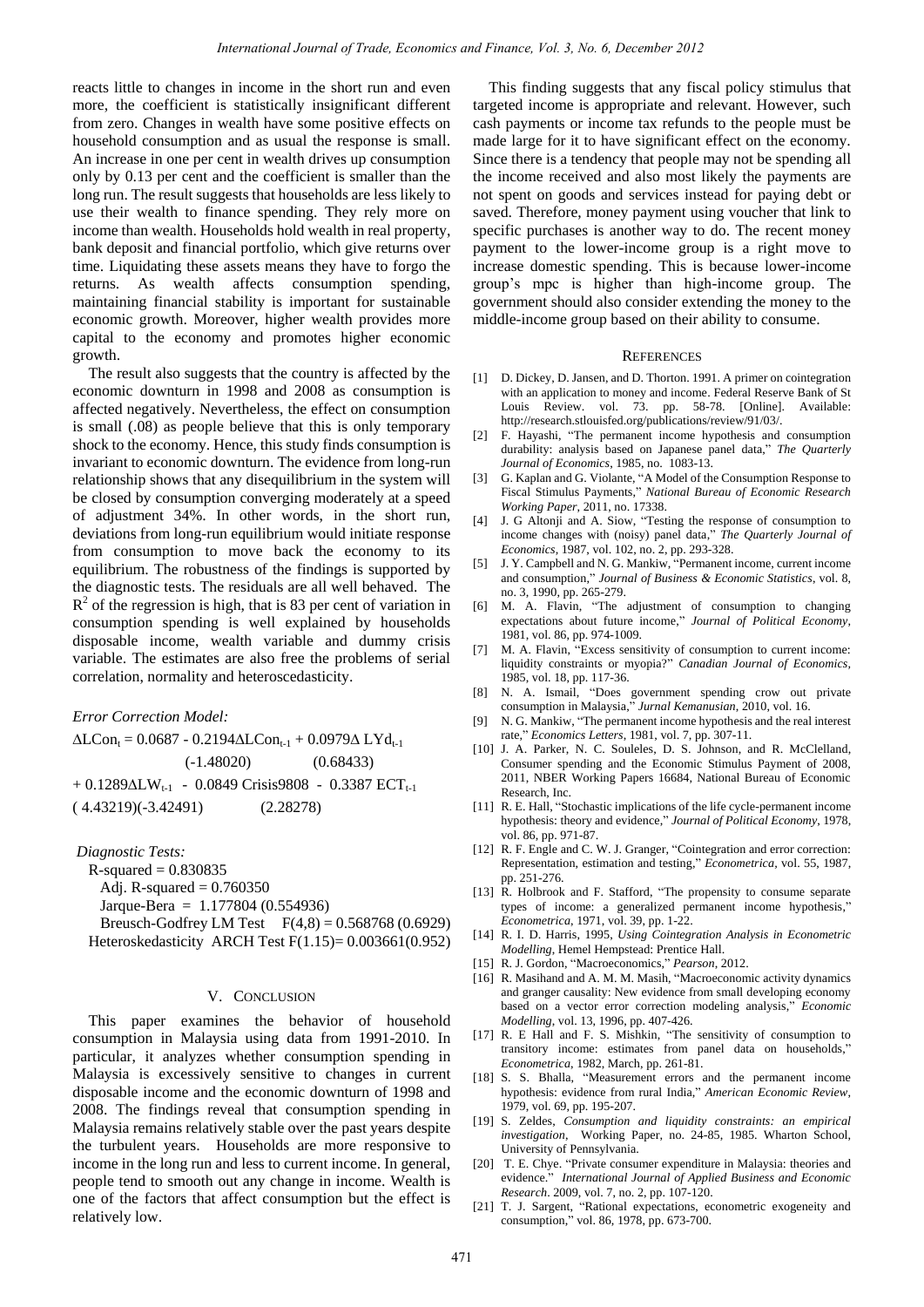reacts little to changes in income in the short run and even more, the coefficient is statistically insignificant different from zero. Changes in wealth have some positive effects on household consumption and as usual the response is small. An increase in one per cent in wealth drives up consumption only by 0.13 per cent and the coefficient is smaller than the long run. The result suggests that households are less likely to use their wealth to finance spending. They rely more on income than wealth. Households hold wealth in real property, bank deposit and financial portfolio, which give returns over time. Liquidating these assets means they have to forgo the returns. As wealth affects consumption spending, maintaining financial stability is important for sustainable economic growth. Moreover, higher wealth provides more capital to the economy and promotes higher economic growth.

The result also suggests that the country is affected by the economic downturn in 1998 and 2008 as consumption is affected negatively. Nevertheless, the effect on consumption is small (.08) as people believe that this is only temporary shock to the economy. Hence, this study finds consumption is invariant to economic downturn. The evidence from long-run relationship shows that any disequilibrium in the system will be closed by consumption converging moderately at a speed of adjustment 34%. In other words, in the short run, deviations from long-run equilibrium would initiate response from consumption to move back the economy to its equilibrium. The robustness of the findings is supported by the diagnostic tests. The residuals are all well behaved. The $R^2$ of the regression is high, that is 83 per cent of variation in consumption spending is well explained by households disposable income, wealth variable and dummy crisis variable. The estimates are also free the problems of serial correlation, normality and heteroscedasticity.

*Error Correction Model:*

$$\Delta LCon_t = 0.0687 - 0.2194\Delta LCon_{t-1} + 0.0979\Delta\, LYd_{t-1}$$

$$(-1.48020) \qquad (0.68433)$$

$$+ 0.1289\Delta LW_{t-1} - 0.0849\, Crisis9808 - 0.3387\, ECT_{t-1}$$

$$(4.43219)(-3.42491) \qquad (2.28278)$$

*Diagnostic Tests:*

R-squared = 0.830835
Adj. R-squared = 0.760350
Jarque-Bera = 1.177804 (0.554936)
Breusch-Godfrey LM Test $F(4,8) = 0.568768$ (0.6929)
Heteroskedasticity ARCH Test $F(1.15)= 0.003661$(0.952)

## V. Conclusion

This paper examines the behavior of household consumption in Malaysia using data from 1991-2010. In particular, it analyzes whether consumption spending in Malaysia is excessively sensitive to changes in current disposable income and the economic downturn of 1998 and 2008. The findings reveal that consumption spending in Malaysia remains relatively stable over the past years despite the turbulent years. Households are more responsive to income in the long run and less to current income. In general, people tend to smooth out any change in income. Wealth is one of the factors that affect consumption but the effect is relatively low.

This finding suggests that any fiscal policy stimulus that targeted income is appropriate and relevant. However, such cash payments or income tax refunds to the people must be made large for it to have significant effect on the economy. Since there is a tendency that people may not be spending all the income received and also most likely the payments are not spent on goods and services instead for paying debt or saved. Therefore, money payment using voucher that link to specific purchases is another way to do. The recent money payment to the lower-income group is a right move to increase domestic spending. This is because lower-income group's mpc is higher than high-income group. The government should also consider extending the money to the middle-income group based on their ability to consume.

## References

[1] D. Dickey, D. Jansen, and D. Thorton. 1991. A primer on cointegration with an application to money and income. Federal Reserve Bank of St Louis Review. vol. 73. pp. 58-78. [Online]. Available: http://research.stlouisfed.org/publications/review/91/03/.

[2] F. Hayashi, "The permanent income hypothesis and consumption durability: analysis based on Japanese panel data," *The Quarterly Journal of Economics*, 1985, no. 1083-13.

[3] G. Kaplan and G. Violante, "A Model of the Consumption Response to Fiscal Stimulus Payments," *National Bureau of Economic Research Working Paper*, 2011, no. 17338.

[4] J. G Altonji and A. Siow, "Testing the response of consumption to income changes with (noisy) panel data," *The Quarterly Journal of Economics*, 1987, vol. 102, no. 2, pp. 293-328.

[5] J. Y. Campbell and N. G. Mankiw, "Permanent income, current income and consumption," *Journal of Business & Economic Statistics*, vol. 8, no. 3, 1990, pp. 265-279.

[6] M. A. Flavin, "The adjustment of consumption to changing expectations about future income," *Journal of Political Economy*, 1981, vol. 86, pp. 974-1009.

[7] M. A. Flavin, "Excess sensitivity of consumption to current income: liquidity constraints or myopia?" *Canadian Journal of Economics*, 1985, vol. 18, pp. 117-36.

[8] N. A. Ismail, "Does government spending crow out private consumption in Malaysia," *Jurnal Kemanusian*, 2010, vol. 16.

[9] N. G. Mankiw, "The permanent income hypothesis and the real interest rate," *Economics Letters*, 1981, vol. 7, pp. 307-11.

[10] J. A. Parker, N. C. Souleles, D. S. Johnson, and R. McClelland, Consumer spending and the Economic Stimulus Payment of 2008, 2011, NBER Working Papers 16684, National Bureau of Economic Research, Inc.

[11] R. E. Hall, "Stochastic implications of the life cycle-permanent income hypothesis: theory and evidence," *Journal of Political Economy*, 1978, vol. 86, pp. 971-87.

[12] R. F. Engle and C. W. J. Granger, "Cointegration and error correction: Representation, estimation and testing," *Econometrica*, vol. 55, 1987, pp. 251-276.

[13] R. Holbrook and F. Stafford, "The propensity to consume separate types of income: a generalized permanent income hypothesis," *Econometrica*, 1971, vol. 39, pp. 1-22.

[14] R. I. D. Harris, 1995, *Using Cointegration Analysis in Econometric Modelling*, Hemel Hempstead: Prentice Hall.

[15] R. J. Gordon, "Macroeconomics," *Pearson*, 2012.

[16] R. Masihand and A. M. M. Masih, "Macroeconomic activity dynamics and granger causality: New evidence from small developing economy based on a vector error correction modeling analysis," *Economic Modelling*, vol. 13, 1996, pp. 407-426.

[17] R. E Hall and F. S. Mishkin, "The sensitivity of consumption to transitory income: estimates from panel data on households," *Econometrica*, 1982, March, pp. 261-81.

[18] S. S. Bhalla, "Measurement errors and the permanent income hypothesis: evidence from rural India," *American Economic Review*, 1979, vol. 69, pp. 195-207.

[19] S. Zeldes, *Consumption and liquidity constraints: an empirical investigation*, Working Paper, no. 24-85, 1985. Wharton School, University of Pennsylvania.

[20] T. E. Chye. "Private consumer expenditure in Malaysia: theories and evidence." *International Journal of Applied Business and Economic Research*. 2009, vol. 7, no. 2, pp. 107-120.

[21] T. J. Sargent, "Rational expectations, econometric exogeneity and consumption," vol. 86, 1978, pp. 673-700.